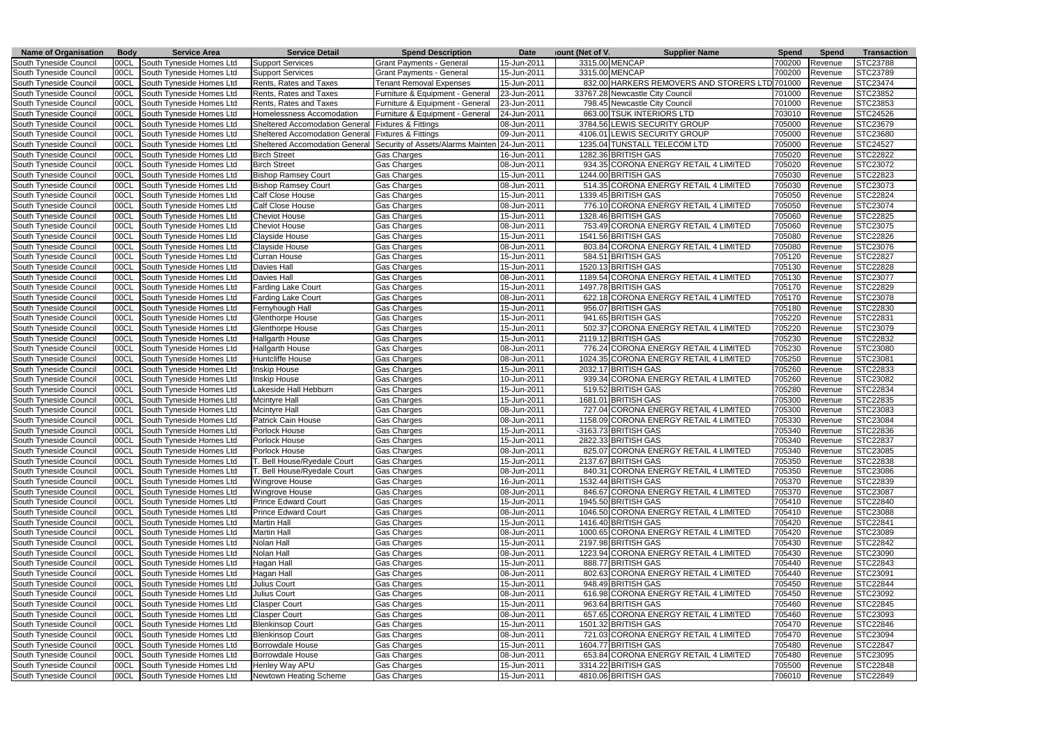| Name of Organisation | Body | Service Area | Service Detail | Spend Description | Date | Amount (Net of VAT) | Supplier Name | Spend | Spend | Transaction |
|---|---|---|---|---|---|---|---|---|---|---|
| South Tyneside Council | 00CL | South Tyneside Homes Ltd | Support Services | Grant Payments - General | 15-Jun-2011 | 3315.00 | MENCAP | 700200 | Revenue | STC23788 |
| South Tyneside Council | 00CL | South Tyneside Homes Ltd | Support Services | Grant Payments - General | 15-Jun-2011 | 3315.00 | MENCAP | 700200 | Revenue | STC23789 |
| South Tyneside Council | 00CL | South Tyneside Homes Ltd | Rents, Rates and Taxes | Tenant Removal Expenses | 15-Jun-2011 | 832.00 | HARKERS REMOVERS AND STORERS LTD | 701000 | Revenue | STC23474 |
| South Tyneside Council | 00CL | South Tyneside Homes Ltd | Rents, Rates and Taxes | Furniture & Equipment - General | 23-Jun-2011 | 33767.28 | Newcastle City Council | 701000 | Revenue | STC23852 |
| South Tyneside Council | 00CL | South Tyneside Homes Ltd | Rents, Rates and Taxes | Furniture & Equipment - General | 23-Jun-2011 | 798.45 | Newcastle City Council | 701000 | Revenue | STC23853 |
| South Tyneside Council | 00CL | South Tyneside Homes Ltd | Homelessness Accomodation | Furniture & Equipment - General | 24-Jun-2011 | 863.00 | TSUK INTERIORS LTD | 703010 | Revenue | STC24526 |
| South Tyneside Council | 00CL | South Tyneside Homes Ltd | Sheltered Accomodation General | Fixtures & Fittings | 08-Jun-2011 | 3784.56 | LEWIS SECURITY GROUP | 705000 | Revenue | STC23679 |
| South Tyneside Council | 00CL | South Tyneside Homes Ltd | Sheltered Accomodation General | Fixtures & Fittings | 09-Jun-2011 | 4106.01 | LEWIS SECURITY GROUP | 705000 | Revenue | STC23680 |
| South Tyneside Council | 00CL | South Tyneside Homes Ltd | Sheltered Accomodation General | Security of Assets/Alarms Mainten | 24-Jun-2011 | 1235.04 | TUNSTALL TELECOM LTD | 705000 | Revenue | STC24527 |
| South Tyneside Council | 00CL | South Tyneside Homes Ltd | Birch Street | Gas Charges | 16-Jun-2011 | 1282.36 | BRITISH GAS | 705020 | Revenue | STC22822 |
| South Tyneside Council | 00CL | South Tyneside Homes Ltd | Birch Street | Gas Charges | 08-Jun-2011 | 934.35 | CORONA ENERGY RETAIL 4 LIMITED | 705020 | Revenue | STC23072 |
| South Tyneside Council | 00CL | South Tyneside Homes Ltd | Bishop Ramsey Court | Gas Charges | 15-Jun-2011 | 1244.00 | BRITISH GAS | 705030 | Revenue | STC22823 |
| South Tyneside Council | 00CL | South Tyneside Homes Ltd | Bishop Ramsey Court | Gas Charges | 08-Jun-2011 | 514.35 | CORONA ENERGY RETAIL 4 LIMITED | 705030 | Revenue | STC23073 |
| South Tyneside Council | 00CL | South Tyneside Homes Ltd | Calf Close House | Gas Charges | 15-Jun-2011 | 1339.45 | BRITISH GAS | 705050 | Revenue | STC22824 |
| South Tyneside Council | 00CL | South Tyneside Homes Ltd | Calf Close House | Gas Charges | 08-Jun-2011 | 776.10 | CORONA ENERGY RETAIL 4 LIMITED | 705050 | Revenue | STC23074 |
| South Tyneside Council | 00CL | South Tyneside Homes Ltd | Cheviot House | Gas Charges | 15-Jun-2011 | 1328.46 | BRITISH GAS | 705060 | Revenue | STC22825 |
| South Tyneside Council | 00CL | South Tyneside Homes Ltd | Cheviot House | Gas Charges | 08-Jun-2011 | 753.49 | CORONA ENERGY RETAIL 4 LIMITED | 705060 | Revenue | STC23075 |
| South Tyneside Council | 00CL | South Tyneside Homes Ltd | Clayside House | Gas Charges | 15-Jun-2011 | 1541.56 | BRITISH GAS | 705080 | Revenue | STC22826 |
| South Tyneside Council | 00CL | South Tyneside Homes Ltd | Clayside House | Gas Charges | 08-Jun-2011 | 803.84 | CORONA ENERGY RETAIL 4 LIMITED | 705080 | Revenue | STC23076 |
| South Tyneside Council | 00CL | South Tyneside Homes Ltd | Curran House | Gas Charges | 15-Jun-2011 | 584.51 | BRITISH GAS | 705120 | Revenue | STC22827 |
| South Tyneside Council | 00CL | South Tyneside Homes Ltd | Davies Hall | Gas Charges | 15-Jun-2011 | 1520.13 | BRITISH GAS | 705130 | Revenue | STC22828 |
| South Tyneside Council | 00CL | South Tyneside Homes Ltd | Davies Hall | Gas Charges | 08-Jun-2011 | 1189.54 | CORONA ENERGY RETAIL 4 LIMITED | 705130 | Revenue | STC23077 |
| South Tyneside Council | 00CL | South Tyneside Homes Ltd | Farding Lake Court | Gas Charges | 15-Jun-2011 | 1497.78 | BRITISH GAS | 705170 | Revenue | STC22829 |
| South Tyneside Council | 00CL | South Tyneside Homes Ltd | Farding Lake Court | Gas Charges | 08-Jun-2011 | 622.18 | CORONA ENERGY RETAIL 4 LIMITED | 705170 | Revenue | STC23078 |
| South Tyneside Council | 00CL | South Tyneside Homes Ltd | Fernyhough Hall | Gas Charges | 15-Jun-2011 | 956.07 | BRITISH GAS | 705180 | Revenue | STC22830 |
| South Tyneside Council | 00CL | South Tyneside Homes Ltd | Glenthorpe House | Gas Charges | 15-Jun-2011 | 941.65 | BRITISH GAS | 705220 | Revenue | STC22831 |
| South Tyneside Council | 00CL | South Tyneside Homes Ltd | Glenthorpe House | Gas Charges | 15-Jun-2011 | 502.37 | CORONA ENERGY RETAIL 4 LIMITED | 705220 | Revenue | STC23079 |
| South Tyneside Council | 00CL | South Tyneside Homes Ltd | Hallgarth House | Gas Charges | 15-Jun-2011 | 2119.12 | BRITISH GAS | 705230 | Revenue | STC22832 |
| South Tyneside Council | 00CL | South Tyneside Homes Ltd | Hallgarth House | Gas Charges | 08-Jun-2011 | 776.24 | CORONA ENERGY RETAIL 4 LIMITED | 705230 | Revenue | STC23080 |
| South Tyneside Council | 00CL | South Tyneside Homes Ltd | Huntcliffe House | Gas Charges | 08-Jun-2011 | 1024.35 | CORONA ENERGY RETAIL 4 LIMITED | 705250 | Revenue | STC23081 |
| South Tyneside Council | 00CL | South Tyneside Homes Ltd | Inskip House | Gas Charges | 15-Jun-2011 | 2032.17 | BRITISH GAS | 705260 | Revenue | STC22833 |
| South Tyneside Council | 00CL | South Tyneside Homes Ltd | Inskip House | Gas Charges | 10-Jun-2011 | 939.34 | CORONA ENERGY RETAIL 4 LIMITED | 705260 | Revenue | STC23082 |
| South Tyneside Council | 00CL | South Tyneside Homes Ltd | Lakeside Hall Hebburn | Gas Charges | 15-Jun-2011 | 519.52 | BRITISH GAS | 705280 | Revenue | STC22834 |
| South Tyneside Council | 00CL | South Tyneside Homes Ltd | Mcintyre Hall | Gas Charges | 15-Jun-2011 | 1681.01 | BRITISH GAS | 705300 | Revenue | STC22835 |
| South Tyneside Council | 00CL | South Tyneside Homes Ltd | Mcintyre Hall | Gas Charges | 08-Jun-2011 | 727.04 | CORONA ENERGY RETAIL 4 LIMITED | 705300 | Revenue | STC23083 |
| South Tyneside Council | 00CL | South Tyneside Homes Ltd | Patrick Cain House | Gas Charges | 08-Jun-2011 | 1158.09 | CORONA ENERGY RETAIL 4 LIMITED | 705330 | Revenue | STC23084 |
| South Tyneside Council | 00CL | South Tyneside Homes Ltd | Porlock House | Gas Charges | 15-Jun-2011 | -3163.73 | BRITISH GAS | 705340 | Revenue | STC22836 |
| South Tyneside Council | 00CL | South Tyneside Homes Ltd | Porlock House | Gas Charges | 15-Jun-2011 | 2822.33 | BRITISH GAS | 705340 | Revenue | STC22837 |
| South Tyneside Council | 00CL | South Tyneside Homes Ltd | Porlock House | Gas Charges | 08-Jun-2011 | 825.07 | CORONA ENERGY RETAIL 4 LIMITED | 705340 | Revenue | STC23085 |
| South Tyneside Council | 00CL | South Tyneside Homes Ltd | T. Bell House/Ryedale Court | Gas Charges | 15-Jun-2011 | 2137.67 | BRITISH GAS | 705350 | Revenue | STC22838 |
| South Tyneside Council | 00CL | South Tyneside Homes Ltd | T. Bell House/Ryedale Court | Gas Charges | 08-Jun-2011 | 840.31 | CORONA ENERGY RETAIL 4 LIMITED | 705350 | Revenue | STC23086 |
| South Tyneside Council | 00CL | South Tyneside Homes Ltd | Wingrove House | Gas Charges | 16-Jun-2011 | 1532.44 | BRITISH GAS | 705370 | Revenue | STC22839 |
| South Tyneside Council | 00CL | South Tyneside Homes Ltd | Wingrove House | Gas Charges | 08-Jun-2011 | 846.67 | CORONA ENERGY RETAIL 4 LIMITED | 705370 | Revenue | STC23087 |
| South Tyneside Council | 00CL | South Tyneside Homes Ltd | Prince Edward Court | Gas Charges | 15-Jun-2011 | 1945.50 | BRITISH GAS | 705410 | Revenue | STC22840 |
| South Tyneside Council | 00CL | South Tyneside Homes Ltd | Prince Edward Court | Gas Charges | 08-Jun-2011 | 1046.50 | CORONA ENERGY RETAIL 4 LIMITED | 705410 | Revenue | STC23088 |
| South Tyneside Council | 00CL | South Tyneside Homes Ltd | Martin Hall | Gas Charges | 15-Jun-2011 | 1416.40 | BRITISH GAS | 705420 | Revenue | STC22841 |
| South Tyneside Council | 00CL | South Tyneside Homes Ltd | Martin Hall | Gas Charges | 08-Jun-2011 | 1000.65 | CORONA ENERGY RETAIL 4 LIMITED | 705420 | Revenue | STC23089 |
| South Tyneside Council | 00CL | South Tyneside Homes Ltd | Nolan Hall | Gas Charges | 15-Jun-2011 | 2197.98 | BRITISH GAS | 705430 | Revenue | STC22842 |
| South Tyneside Council | 00CL | South Tyneside Homes Ltd | Nolan Hall | Gas Charges | 08-Jun-2011 | 1223.94 | CORONA ENERGY RETAIL 4 LIMITED | 705430 | Revenue | STC23090 |
| South Tyneside Council | 00CL | South Tyneside Homes Ltd | Hagan Hall | Gas Charges | 15-Jun-2011 | 888.77 | BRITISH GAS | 705440 | Revenue | STC22843 |
| South Tyneside Council | 00CL | South Tyneside Homes Ltd | Hagan Hall | Gas Charges | 08-Jun-2011 | 802.63 | CORONA ENERGY RETAIL 4 LIMITED | 705440 | Revenue | STC23091 |
| South Tyneside Council | 00CL | South Tyneside Homes Ltd | Julius Court | Gas Charges | 15-Jun-2011 | 948.49 | BRITISH GAS | 705450 | Revenue | STC22844 |
| South Tyneside Council | 00CL | South Tyneside Homes Ltd | Julius Court | Gas Charges | 08-Jun-2011 | 616.98 | CORONA ENERGY RETAIL 4 LIMITED | 705450 | Revenue | STC23092 |
| South Tyneside Council | 00CL | South Tyneside Homes Ltd | Clasper Court | Gas Charges | 15-Jun-2011 | 963.64 | BRITISH GAS | 705460 | Revenue | STC22845 |
| South Tyneside Council | 00CL | South Tyneside Homes Ltd | Clasper Court | Gas Charges | 08-Jun-2011 | 657.65 | CORONA ENERGY RETAIL 4 LIMITED | 705460 | Revenue | STC23093 |
| South Tyneside Council | 00CL | South Tyneside Homes Ltd | Blenkinsop Court | Gas Charges | 15-Jun-2011 | 1501.32 | BRITISH GAS | 705470 | Revenue | STC22846 |
| South Tyneside Council | 00CL | South Tyneside Homes Ltd | Blenkinsop Court | Gas Charges | 08-Jun-2011 | 721.03 | CORONA ENERGY RETAIL 4 LIMITED | 705470 | Revenue | STC23094 |
| South Tyneside Council | 00CL | South Tyneside Homes Ltd | Borrowdale House | Gas Charges | 15-Jun-2011 | 1604.77 | BRITISH GAS | 705480 | Revenue | STC22847 |
| South Tyneside Council | 00CL | South Tyneside Homes Ltd | Borrowdale House | Gas Charges | 08-Jun-2011 | 653.84 | CORONA ENERGY RETAIL 4 LIMITED | 705480 | Revenue | STC23095 |
| South Tyneside Council | 00CL | South Tyneside Homes Ltd | Henley Way APU | Gas Charges | 15-Jun-2011 | 3314.22 | BRITISH GAS | 705500 | Revenue | STC22848 |
| South Tyneside Council | 00CL | South Tyneside Homes Ltd | Newtown Heating Scheme | Gas Charges | 15-Jun-2011 | 4810.06 | BRITISH GAS | 706010 | Revenue | STC22849 |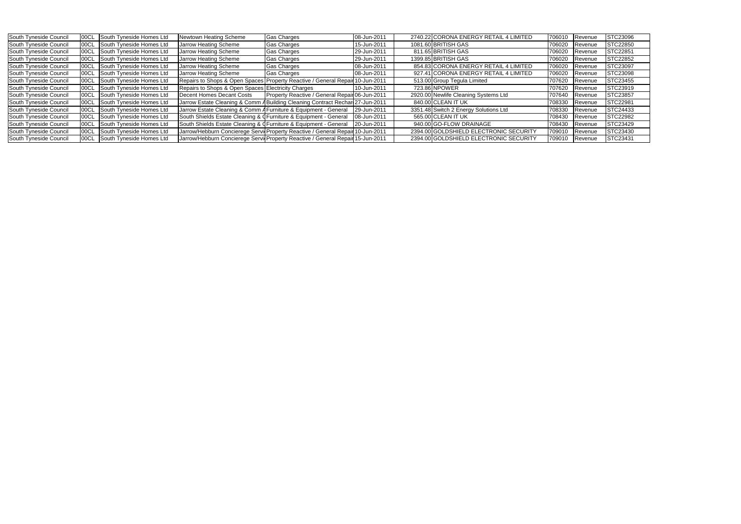| | | | | | | | | | | |
|---|---|---|---|---|---|---|---|---|---|---|
| South Tyneside Council | 00CL | South Tyneside Homes Ltd | Newtown Heating Scheme | Gas Charges | 08-Jun-2011 | 2740.22 | CORONA ENERGY RETAIL 4 LIMITED | 706010 | Revenue | STC23096 |
| South Tyneside Council | 00CL | South Tyneside Homes Ltd | Jarrow Heating Scheme | Gas Charges | 15-Jun-2011 | 1081.60 | BRITISH GAS | 706020 | Revenue | STC22850 |
| South Tyneside Council | 00CL | South Tyneside Homes Ltd | Jarrow Heating Scheme | Gas Charges | 29-Jun-2011 | 811.65 | BRITISH GAS | 706020 | Revenue | STC22851 |
| South Tyneside Council | 00CL | South Tyneside Homes Ltd | Jarrow Heating Scheme | Gas Charges | 29-Jun-2011 | 1399.85 | BRITISH GAS | 706020 | Revenue | STC22852 |
| South Tyneside Council | 00CL | South Tyneside Homes Ltd | Jarrow Heating Scheme | Gas Charges | 08-Jun-2011 | 854.83 | CORONA ENERGY RETAIL 4 LIMITED | 706020 | Revenue | STC23097 |
| South Tyneside Council | 00CL | South Tyneside Homes Ltd | Jarrow Heating Scheme | Gas Charges | 08-Jun-2011 | 927.41 | CORONA ENERGY RETAIL 4 LIMITED | 706020 | Revenue | STC23098 |
| South Tyneside Council | 00CL | South Tyneside Homes Ltd | Repairs to Shops & Open Spaces | Property Reactive / General Repair | 10-Jun-2011 | 513.00 | Group Tegula Limited | 707620 | Revenue | STC23455 |
| South Tyneside Council | 00CL | South Tyneside Homes Ltd | Repairs to Shops & Open Spaces | Electricity Charges | 10-Jun-2011 | 723.86 | NPOWER | 707620 | Revenue | STC23919 |
| South Tyneside Council | 00CL | South Tyneside Homes Ltd | Decent Homes Decant Costs | Property Reactive / General Repair | 06-Jun-2011 | 2920.00 | Newlife Cleaning Systems Ltd | 707640 | Revenue | STC23857 |
| South Tyneside Council | 00CL | South Tyneside Homes Ltd | Jarrow Estate Cleaning & Comm A | Building Cleaning Contract Rechar | 27-Jun-2011 | 840.00 | CLEAN IT UK | 708330 | Revenue | STC22981 |
| South Tyneside Council | 00CL | South Tyneside Homes Ltd | Jarrow Estate Cleaning & Comm A | Furniture & Equipment - General | 29-Jun-2011 | 3351.48 | Switch 2 Energy Solutions Ltd | 708330 | Revenue | STC24433 |
| South Tyneside Council | 00CL | South Tyneside Homes Ltd | South Shields Estate Cleaning & C | Furniture & Equipment - General | 08-Jun-2011 | 565.00 | CLEAN IT UK | 708430 | Revenue | STC22982 |
| South Tyneside Council | 00CL | South Tyneside Homes Ltd | South Shields Estate Cleaning & C | Furniture & Equipment - General | 20-Jun-2011 | 940.00 | GO-FLOW DRAINAGE | 708430 | Revenue | STC23429 |
| South Tyneside Council | 00CL | South Tyneside Homes Ltd | Jarrow/Hebburn Concierege Servi | Property Reactive / General Repair | 10-Jun-2011 | 2394.00 | GOLDSHIELD ELECTRONIC SECURITY | 709010 | Revenue | STC23430 |
| South Tyneside Council | 00CL | South Tyneside Homes Ltd | Jarrow/Hebburn Concierege Servi | Property Reactive / General Repair | 15-Jun-2011 | 2394.00 | GOLDSHIELD ELECTRONIC SECURITY | 709010 | Revenue | STC23431 |